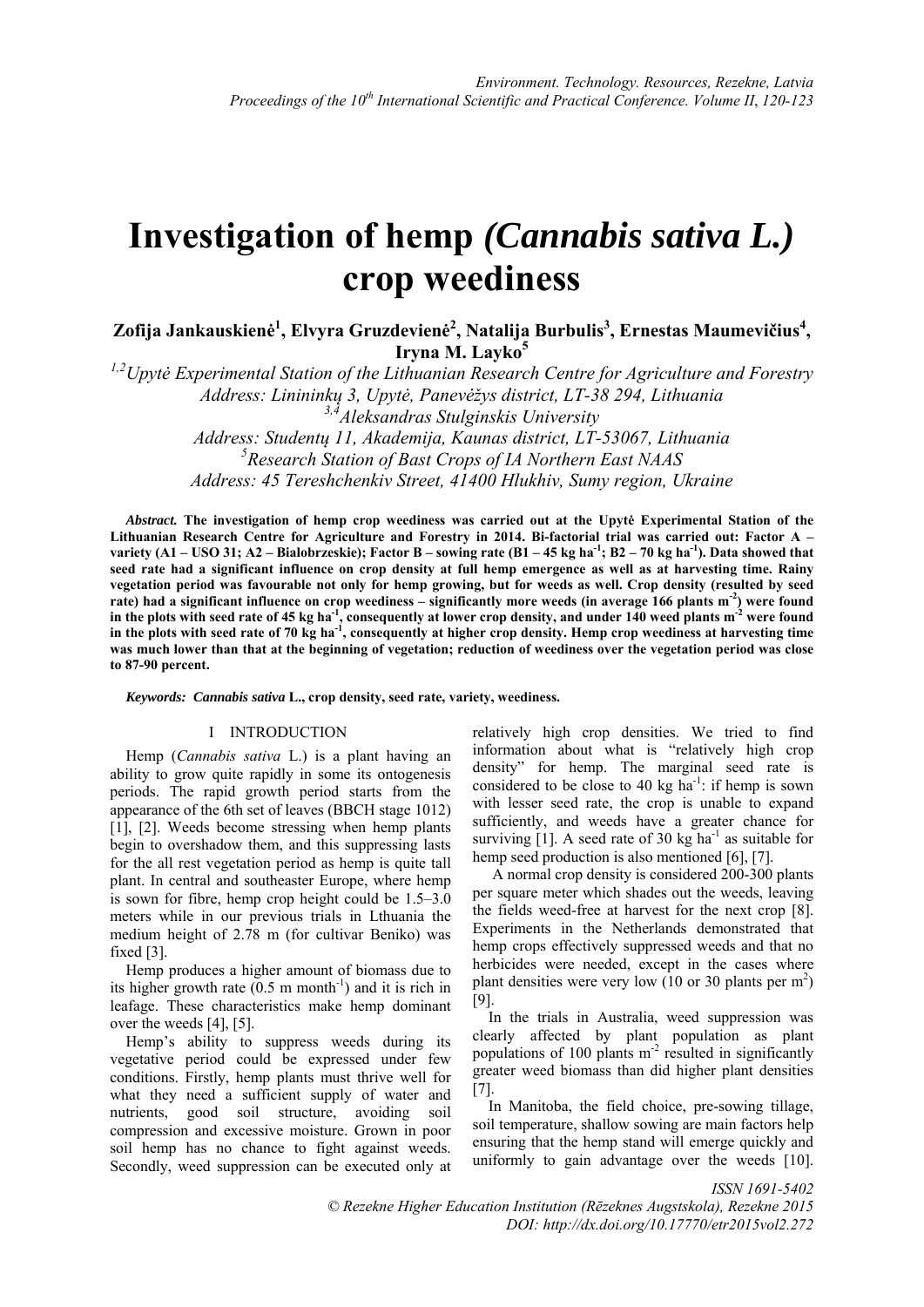# Investigation of hemp *(Cannabis sativa L.)* crop weediness

**Zofija Jankauskienė[1], Elvyra Gruzdevienė[2], Natalija Burbulis[3], Ernestas Maumevičius[4], Iryna M. Layko[5]**

*[1,2]Upytė Experimental Station of the Lithuanian Research Centre for Agriculture and Forestry*
*Address: Linininkų 3, Upytė, Panevėžys district, LT-38 294, Lithuania*
*[3,4]Aleksandras Stulginskis University*
*Address: Studentų 11, Akademija, Kaunas district, LT-53067, Lithuania*
*[5]Research Station of Bast Crops of IA Northern East NAAS*
*Address: 45 Tereshchenkiv Street, 41400 Hlukhiv, Sumy region, Ukraine*

***Abstract.*** **The investigation of hemp crop weediness was carried out at the Upytė Experimental Station of the Lithuanian Research Centre for Agriculture and Forestry in 2014. Bi-factorial trial was carried out: Factor A – variety (A1 – USO 31; A2 – Bialobrzeskie); Factor B – sowing rate (B1 – 45 kg ha$^{-1}$; B2 – 70 kg ha$^{-1}$). Data showed that seed rate had a significant influence on crop density at full hemp emergence as well as at harvesting time. Rainy vegetation period was favourable not only for hemp growing, but for weeds as well. Crop density (resulted by seed rate) had a significant influence on crop weediness – significantly more weeds (in average 166 plants m$^{-2}$) were found in the plots with seed rate of 45 kg ha$^{-1}$, consequently at lower crop density, and under 140 weed plants m$^{-2}$ were found in the plots with seed rate of 70 kg ha$^{-1}$, consequently at higher crop density. Hemp crop weediness at harvesting time was much lower than that at the beginning of vegetation; reduction of weediness over the vegetation period was close to 87-90 percent.**

***Keywords:*** ***Cannabis sativa*** **L., crop density, seed rate, variety, weediness.**

## I INTRODUCTION

Hemp (*Cannabis sativa* L.) is a plant having an ability to grow quite rapidly in some its ontogenesis periods. The rapid growth period starts from the appearance of the 6th set of leaves (BBCH stage 1012) [1], [2]. Weeds become stressing when hemp plants begin to overshadow them, and this suppressing lasts for the all rest vegetation period as hemp is quite tall plant. In central and southeaster Europe, where hemp is sown for fibre, hemp crop height could be 1.5–3.0 meters while in our previous trials in Lthuania the medium height of 2.78 m (for cultivar Beniko) was fixed [3].

Hemp produces a higher amount of biomass due to its higher growth rate (0.5 m month$^{-1}$) and it is rich in leafage. These characteristics make hemp dominant over the weeds [4], [5].

Hemp's ability to suppress weeds during its vegetative period could be expressed under few conditions. Firstly, hemp plants must thrive well for what they need a sufficient supply of water and nutrients, good soil structure, avoiding soil compression and excessive moisture. Grown in poor soil hemp has no chance to fight against weeds. Secondly, weed suppression can be executed only at relatively high crop densities. We tried to find information about what is "relatively high crop density" for hemp. The marginal seed rate is considered to be close to 40 kg ha$^{-1}$: if hemp is sown with lesser seed rate, the crop is unable to expand sufficiently, and weeds have a greater chance for surviving [1]. A seed rate of 30 kg ha$^{-1}$ as suitable for hemp seed production is also mentioned [6], [7].

A normal crop density is considered 200-300 plants per square meter which shades out the weeds, leaving the fields weed-free at harvest for the next crop [8]. Experiments in the Netherlands demonstrated that hemp crops effectively suppressed weeds and that no herbicides were needed, except in the cases where plant densities were very low (10 or 30 plants per m$^2$) [9].

In the trials in Australia, weed suppression was clearly affected by plant population as plant populations of 100 plants m$^{-2}$ resulted in significantly greater weed biomass than did higher plant densities [7].

In Manitoba, the field choice, pre-sowing tillage, soil temperature, shallow sowing are main factors help ensuring that the hemp stand will emerge quickly and uniformly to gain advantage over the weeds [10].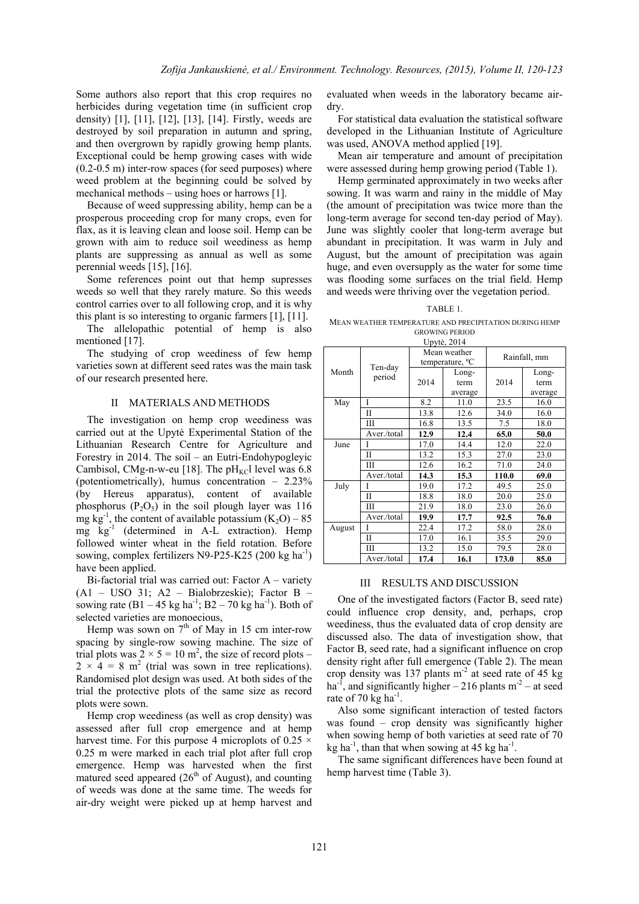Some authors also report that this crop requires no herbicides during vegetation time (in sufficient crop density) [1], [11], [12], [13], [14]. Firstly, weeds are destroyed by soil preparation in autumn and spring, and then overgrown by rapidly growing hemp plants. Exceptional could be hemp growing cases with wide (0.2-0.5 m) inter-row spaces (for seed purposes) where weed problem at the beginning could be solved by mechanical methods – using hoes or harrows [1].

Because of weed suppressing ability, hemp can be a prosperous proceeding crop for many crops, even for flax, as it is leaving clean and loose soil. Hemp can be grown with aim to reduce soil weediness as hemp plants are suppressing as annual as well as some perennial weeds [15], [16].

Some references point out that hemp supresses weeds so well that they rarely mature. So this weeds control carries over to all following crop, and it is why this plant is so interesting to organic farmers [1], [11].

The allelopathic potential of hemp is also mentioned [17].

The studying of crop weediness of few hemp varieties sown at different seed rates was the main task of our research presented here.

## II MATERIALS AND METHODS

The investigation on hemp crop weediness was carried out at the Upytė Experimental Station of the Lithuanian Research Centre for Agriculture and Forestry in 2014. The soil – an Eutri-Endohypogleyic Cambisol, CMg-n-w-eu [18]. The $pH_{KCl}$ level was 6.8 (potentiometrically), humus concentration – 2.23% (by Hereus apparatus), content of available phosphorus ($P_2O_5$) in the soil plough layer was 116 mg $kg^{-1}$, the content of available potassium ($K_2O$) – 85 mg $kg^{-1}$ (determined in A-L extraction). Hemp followed winter wheat in the field rotation. Before sowing, complex fertilizers N9-P25-K25 (200 kg $ha^{-1}$) have been applied.

Bi-factorial trial was carried out: Factor A – variety (A1 – USO 31; A2 – Bialobrzeskie); Factor B – sowing rate (B1 – 45 kg $ha^{-1}$; B2 – 70 kg $ha^{-1}$). Both of selected varieties are monoecious,

Hemp was sown on 7[th] of May in 15 cm inter-row spacing by single-row sowing machine. The size of trial plots was $2 \times 5 = 10$ $m^2$, the size of record plots – $2 \times 4 = 8$ $m^2$ (trial was sown in tree replications). Randomised plot design was used. At both sides of the trial the protective plots of the same size as record plots were sown.

Hemp crop weediness (as well as crop density) was assessed after full crop emergence and at hemp harvest time. For this purpose 4 microplots of $0.25 \times 0.25$ m were marked in each trial plot after full crop emergence. Hemp was harvested when the first matured seed appeared (26[th] of August), and counting of weeds was done at the same time. The weeds for air-dry weight were picked up at hemp harvest and evaluated when weeds in the laboratory became air-dry.

For statistical data evaluation the statistical software developed in the Lithuanian Institute of Agriculture was used, ANOVA method applied [19].

Mean air temperature and amount of precipitation were assessed during hemp growing period (Table 1).

Hemp germinated approximately in two weeks after sowing. It was warm and rainy in the middle of May (the amount of precipitation was twice more than the long-term average for second ten-day period of May). June was slightly cooler that long-term average but abundant in precipitation. It was warm in July and August, but the amount of precipitation was again huge, and even oversupply as the water for some time was flooding some surfaces on the trial field. Hemp and weeds were thriving over the vegetation period.

TABLE 1.
MEAN WEATHER TEMPERATURE AND PRECIPITATION DURING HEMP GROWING PERIOD
Upytė, 2014

| Month | Ten-day period | Mean weather temperature, ºC | | Rainfall, mm | |
|---|---|---|---|---|---|
| | | 2014 | Long-term average | 2014 | Long-term average |
| May | I | 8.2 | 11.0 | 23.5 | 16.0 |
| | II | 13.8 | 12.6 | 34.0 | 16.0 |
| | III | 16.8 | 13.5 | 7.5 | 18.0 |
| | Aver./total | **12.9** | **12.4** | **65.0** | **50.0** |
| June | I | 17.0 | 14.4 | 12.0 | 22.0 |
| | II | 13.2 | 15.3 | 27.0 | 23.0 |
| | III | 12.6 | 16.2 | 71.0 | 24.0 |
| | Aver./total | **14.3** | **15.3** | **110.0** | **69.0** |
| July | I | 19.0 | 17.2 | 49.5 | 25.0 |
| | II | 18.8 | 18.0 | 20.0 | 25.0 |
| | III | 21.9 | 18.0 | 23.0 | 26.0 |
| | Aver./total | **19.9** | **17.7** | **92.5** | **76.0** |
| August | I | 22.4 | 17.2 | 58.0 | 28.0 |
| | II | 17.0 | 16.1 | 35.5 | 29.0 |
| | III | 13.2 | 15.0 | 79.5 | 28.0 |
| | Aver./total | **17.4** | **16.1** | **173.0** | **85.0** |

## III RESULTS AND DISCUSSION

One of the investigated factors (Factor B, seed rate) could influence crop density, and, perhaps, crop weediness, thus the evaluated data of crop density are discussed also. The data of investigation show, that Factor B, seed rate, had a significant influence on crop density right after full emergence (Table 2). The mean crop density was 137 plants $m^{-2}$ at seed rate of 45 kg $ha^{-1}$, and significantly higher – 216 plants $m^{-2}$ – at seed rate of 70 kg $ha^{-1}$.

Also some significant interaction of tested factors was found – crop density was significantly higher when sowing hemp of both varieties at seed rate of 70 kg $ha^{-1}$, than that when sowing at 45 kg $ha^{-1}$.

The same significant differences have been found at hemp harvest time (Table 3).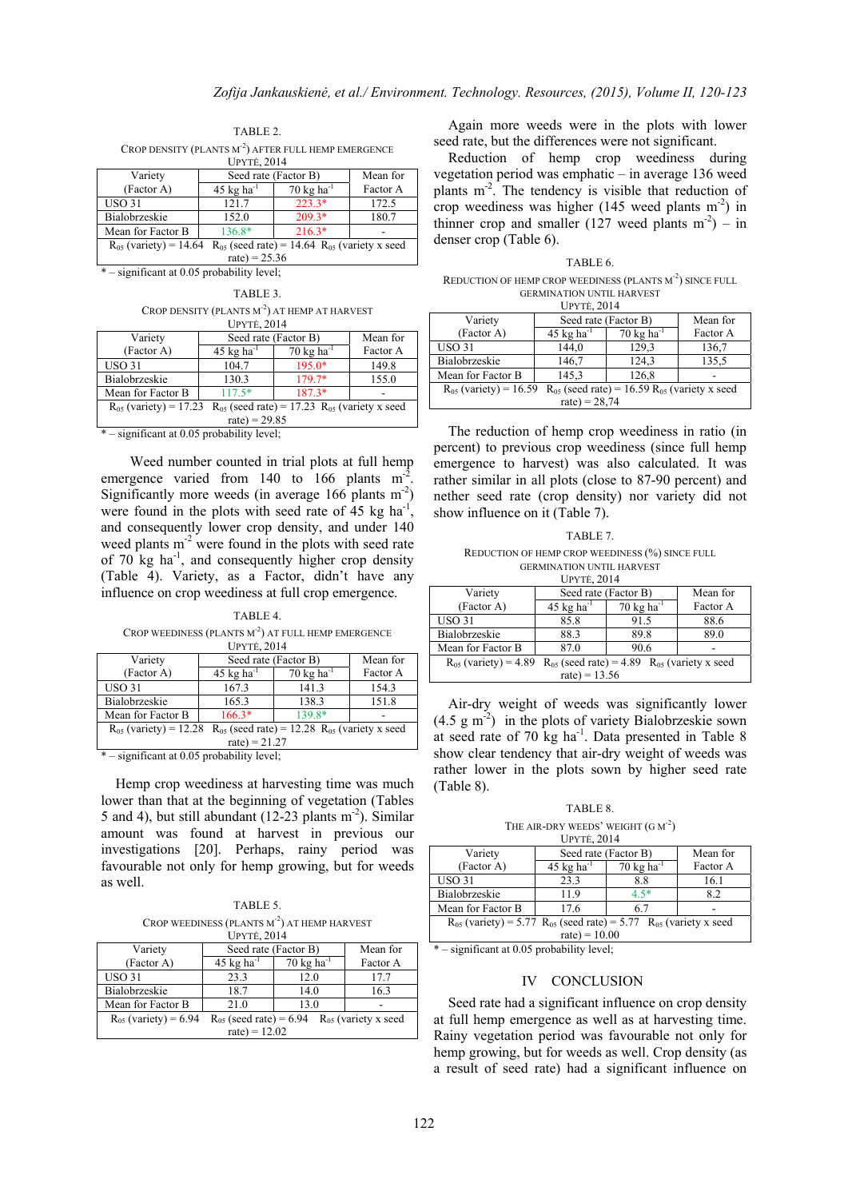TABLE 2.

CROP DENSITY (PLANTS $M^{-2}$) AFTER FULL HEMP EMERGENCE

UPYTĖ, 2014

| Variety (Factor A) | Seed rate (Factor B) | | Mean for Factor A |
|---|---|---|---|
| | 45 kg $ha^{-1}$ | 70 kg $ha^{-1}$ | |
| USO 31 | 121.7 | 223.3* | 172.5 |
| Bialobrzeskie | 152.0 | 209.3* | 180.7 |
| Mean for Factor B | 136.8* | 216.3* | - |
| $R_{05}$ (variety) = 14.64 $R_{05}$ (seed rate) = 14.64 $R_{05}$ (variety x seed rate) = 25.36 | | | |

* – significant at 0.05 probability level;

TABLE 3.

CROP DENSITY (PLANTS $M^{-2}$) AT HEMP AT HARVEST

UPYTĖ, 2014

| Variety (Factor A) | Seed rate (Factor B) | | Mean for Factor A |
|---|---|---|---|
| | 45 kg $ha^{-1}$ | 70 kg $ha^{-1}$ | |
| USO 31 | 104.7 | 195.0* | 149.8 |
| Bialobrzeskie | 130.3 | 179.7* | 155.0 |
| Mean for Factor B | 117.5* | 187.3* | - |
| $R_{05}$ (variety) = 17.23 $R_{05}$ (seed rate) = 17.23 $R_{05}$ (variety x seed rate) = 29.85 | | | |

* – significant at 0.05 probability level;

Weed number counted in trial plots at full hemp emergence varied from 140 to 166 plants $m^{-2}$. Significantly more weeds (in average 166 plants $m^{-2}$) were found in the plots with seed rate of 45 kg $ha^{-1}$, and consequently lower crop density, and under 140 weed plants $m^{-2}$ were found in the plots with seed rate of 70 kg $ha^{-1}$, and consequently higher crop density (Table 4). Variety, as a Factor, didn't have any influence on crop weediness at full crop emergence.

TABLE 4.

CROP WEEDINESS (PLANTS $M^{-2}$) AT FULL HEMP EMERGENCE

UPYTĖ, 2014

| Variety (Factor A) | Seed rate (Factor B) | | Mean for Factor A |
|---|---|---|---|
| | 45 kg $ha^{-1}$ | 70 kg $ha^{-1}$ | |
| USO 31 | 167.3 | 141.3 | 154.3 |
| Bialobrzeskie | 165.3 | 138.3 | 151.8 |
| Mean for Factor B | 166.3* | 139.8* | - |
| $R_{05}$ (variety) = 12.28 $R_{05}$ (seed rate) = 12.28 $R_{05}$ (variety x seed rate) = 21.27 | | | |

* – significant at 0.05 probability level;

Hemp crop weediness at harvesting time was much lower than that at the beginning of vegetation (Tables 5 and 4), but still abundant (12-23 plants $m^{-2}$). Similar amount was found at harvest in previous our investigations [20]. Perhaps, rainy period was favourable not only for hemp growing, but for weeds as well.

TABLE 5.

CROP WEEDINESS (PLANTS $M^{-2}$) AT HEMP HARVEST

UPYTĖ, 2014

| Variety (Factor A) | Seed rate (Factor B) | | Mean for Factor A |
|---|---|---|---|
| | 45 kg $ha^{-1}$ | 70 kg $ha^{-1}$ | |
| USO 31 | 23.3 | 12.0 | 17.7 |
| Bialobrzeskie | 18.7 | 14.0 | 16.3 |
| Mean for Factor B | 21.0 | 13.0 | - |
| $R_{05}$ (variety) = 6.94 $R_{05}$ (seed rate) = 6.94 $R_{05}$ (variety x seed rate) = 12.02 | | | |

Again more weeds were in the plots with lower seed rate, but the differences were not significant.

Reduction of hemp crop weediness during vegetation period was emphatic – in average 136 weed plants $m^{-2}$. The tendency is visible that reduction of crop weediness was higher (145 weed plants $m^{-2}$) in thinner crop and smaller (127 weed plants $m^{-2}$) – in denser crop (Table 6).

TABLE 6.

REDUCTION OF HEMP CROP WEEDINESS (PLANTS $M^{-2}$) SINCE FULL GERMINATION UNTIL HARVEST

UPYTĖ, 2014

| Variety (Factor A) | Seed rate (Factor B) | | Mean for Factor A |
|---|---|---|---|
| | 45 kg $ha^{-1}$ | 70 kg $ha^{-1}$ | |
| USO 31 | 144,0 | 129,3 | 136,7 |
| Bialobrzeskie | 146,7 | 124,3 | 135,5 |
| Mean for Factor B | 145,3 | 126,8 | - |
| $R_{05}$ (variety) = 16.59 $R_{05}$ (seed rate) = 16.59 $R_{05}$ (variety x seed rate) = 28,74 | | | |

The reduction of hemp crop weediness in ratio (in percent) to previous crop weediness (since full hemp emergence to harvest) was also calculated. It was rather similar in all plots (close to 87-90 percent) and nether seed rate (crop density) nor variety did not show influence on it (Table 7).

TABLE 7.

REDUCTION OF HEMP CROP WEEDINESS (%) SINCE FULL GERMINATION UNTIL HARVEST

UPYTĖ, 2014

| Variety (Factor A) | Seed rate (Factor B) | | Mean for Factor A |
|---|---|---|---|
| | 45 kg $ha^{-1}$ | 70 kg $ha^{-1}$ | |
| USO 31 | 85.8 | 91.5 | 88.6 |
| Bialobrzeskie | 88.3 | 89.8 | 89.0 |
| Mean for Factor B | 87.0 | 90.6 | - |
| $R_{05}$ (variety) = 4.89 $R_{05}$ (seed rate) = 4.89 $R_{05}$ (variety x seed rate) = 13.56 | | | |

Air-dry weight of weeds was significantly lower (4.5 g $m^{-2}$) in the plots of variety Bialobrzeskie sown at seed rate of 70 kg $ha^{-1}$. Data presented in Table 8 show clear tendency that air-dry weight of weeds was rather lower in the plots sown by higher seed rate (Table 8).

TABLE 8.

THE AIR-DRY WEEDS' WEIGHT (G $M^{-2}$)

UPYTĖ, 2014

| Variety (Factor A) | Seed rate (Factor B) | | Mean for Factor A |
|---|---|---|---|
| | 45 kg $ha^{-1}$ | 70 kg $ha^{-1}$ | |
| USO 31 | 23.3 | 8.8 | 16.1 |
| Bialobrzeskie | 11.9 | 4.5* | 8.2 |
| Mean for Factor B | 17.6 | 6.7 | - |
| $R_{05}$ (variety) = 5.77 $R_{05}$ (seed rate) = 5.77 $R_{05}$ (variety x seed rate) = 10.00 | | | |

* – significant at 0.05 probability level;

## IV CONCLUSION

Seed rate had a significant influence on crop density at full hemp emergence as well as at harvesting time. Rainy vegetation period was favourable not only for hemp growing, but for weeds as well. Crop density (as a result of seed rate) had a significant influence on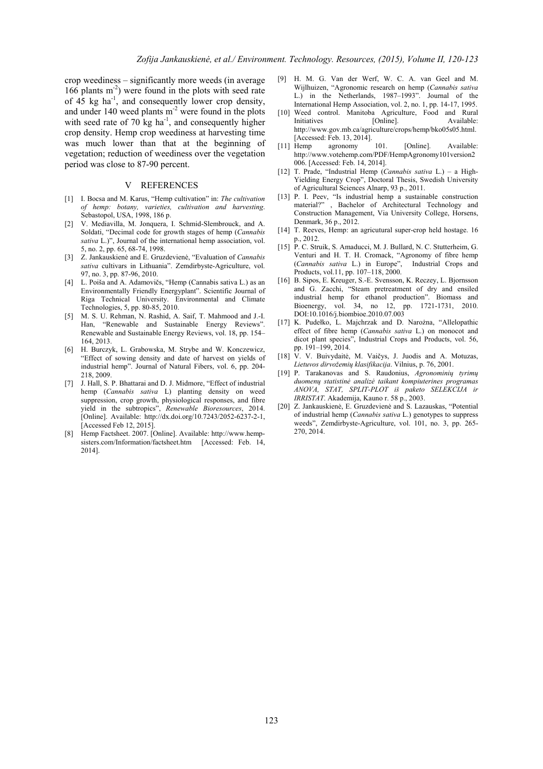crop weediness – significantly more weeds (in average 166 plants $m^{-2}$) were found in the plots with seed rate of 45 kg $ha^{-1}$, and consequently lower crop density, and under 140 weed plants $m^{-2}$ were found in the plots with seed rate of 70 kg $ha^{-1}$, and consequently higher crop density. Hemp crop weediness at harvesting time was much lower than that at the beginning of vegetation; reduction of weediness over the vegetation period was close to 87-90 percent.

## V REFERENCES

[1] I. Bocsa and M. Karus, "Hemp cultivation" in: *The cultivation of hemp: botany, varieties, cultivation and harvesting*. Sebastopol, USA, 1998, 186 p.

[2] V. Mediavilla, M. Jonquera, I. Schmid-Slembrouck, and A. Soldati, "Decimal code for growth stages of hemp (*Cannabis sativa* L.)", Journal of the international hemp association, vol. 5, no. 2, pp. 65, 68-74, 1998.

[3] Z. Jankauskienė and E. Gruzdevienė, "Evaluation of *Cannabis sativa* cultivars in Lithuania". Zemdirbyste-Agriculture, vol. 97, no. 3, pp. 87-96, 2010.

[4] L. Poiša and A. Adamovičs, "Hemp (Cannabis sativa L.) as an Environmentally Friendly Energyplant". Scientific Journal of Riga Technical University. Environmental and Climate Technologies, 5, pp. 80-85, 2010.

[5] M. S. U. Rehman, N. Rashid, A. Saif, T. Mahmood and J.-I. Han, "Renewable and Sustainable Energy Reviews". Renewable and Sustainable Energy Reviews, vol. 18, pp. 154–164, 2013.

[6] H. Burczyk, L. Grabowska, M. Strybe and W. Konczewicz, "Effect of sowing density and date of harvest on yields of industrial hemp". Journal of Natural Fibers, vol. 6, pp. 204-218, 2009.

[7] J. Hall, S. P. Bhattarai and D. J. Midmore, "Effect of industrial hemp (*Cannabis sativa* L) planting density on weed suppression, crop growth, physiological responses, and fibre yield in the subtropics", *Renewable Bioresources*, 2014. [Online]. Available: http://dx.doi.org/10.7243/2052-6237-2-1, [Accessed Feb 12, 2015].

[8] Hemp Factsheet. 2007. [Online]. Available: http://www.hemp-sisters.com/Information/factsheet.htm [Accessed: Feb. 14, 2014].

[9] H. M. G. Van der Werf, W. C. A. van Geel and M. Wijlhuizen, "Agronomic research on hemp (*Cannabis sativa* L.) in the Netherlands, 1987–1993". Journal of the International Hemp Association, vol. 2, no. 1, pp. 14-17, 1995.

[10] Weed control. Manitoba Agriculture, Food and Rural Initiatives [Online]. Available: http://www.gov.mb.ca/agriculture/crops/hemp/bko05s05.html. [Accessed: Feb. 13, 2014].

[11] Hemp agronomy 101. [Online]. Available: http://www.votehemp.com/PDF/HempAgronomy101version2006. [Accessed: Feb. 14, 2014].

[12] T. Prade, "Industrial Hemp (*Cannabis sativa* L.) – a High-Yielding Energy Crop", Doctoral Thesis, Swedish University of Agricultural Sciences Alnarp, 93 p., 2011.

[13] P. I. Peev, "Is industrial hemp a sustainable construction material?" , Bachelor of Architectural Technology and Construction Management, Via University College, Horsens, Denmark, 36 p., 2012.

[14] T. Reeves, Hemp: an agricutural super-crop held hostage. 16 p., 2012.

[15] P. C. Struik, S. Amaducci, M. J. Bullard, N. C. Stutterheim, G. Venturi and H. T. H. Cromack, "Agronomy of fibre hemp (*Cannabis sativa* L.) in Europe", Industrial Crops and Products, vol.11, pp. 107–118, 2000.

[16] B. Sipos, E. Kreuger, S.-E. Svensson, K. Reczey, L. Bjornsson and G. Zacchi, "Steam pretreatment of dry and ensiled industrial hemp for ethanol production". Biomass and Bioenergy, vol. 34, no 12, pp. 1721-1731, 2010. DOI:10.1016/j.biombioe.2010.07.003

[17] K. Pudełko, L. Majchrzak and D. Narożna, "Allelopathic effect of fibre hemp (*Cannabis sativa* L.) on monocot and dicot plant species", Industrial Crops and Products, vol. 56, pp. 191–199, 2014.

[18] V. V. Buivydaitė, M. Vaičys, J. Juodis and A. Motuzas, *Lietuvos dirvožemių klasifikacija*. Vilnius, p. 76, 2001.

[19] P. Tarakanovas and S. Raudonius, *Agronominių tyrimų duomenų statistinė analizė taikant kompiuterines programas ANOVA, STAT, SPLIT-PLOT iš paketo SELEKCIJA ir IRRISTAT*. Akademija, Kauno r. 58 p., 2003.

[20] Z. Jankauskienė, E. Gruzdevienė and S. Lazauskas, "Potential of industrial hemp (*Cannabis sativa* L.) genotypes to suppress weeds", Zemdirbyste-Agriculture, vol. 101, no. 3, pp. 265-270, 2014.